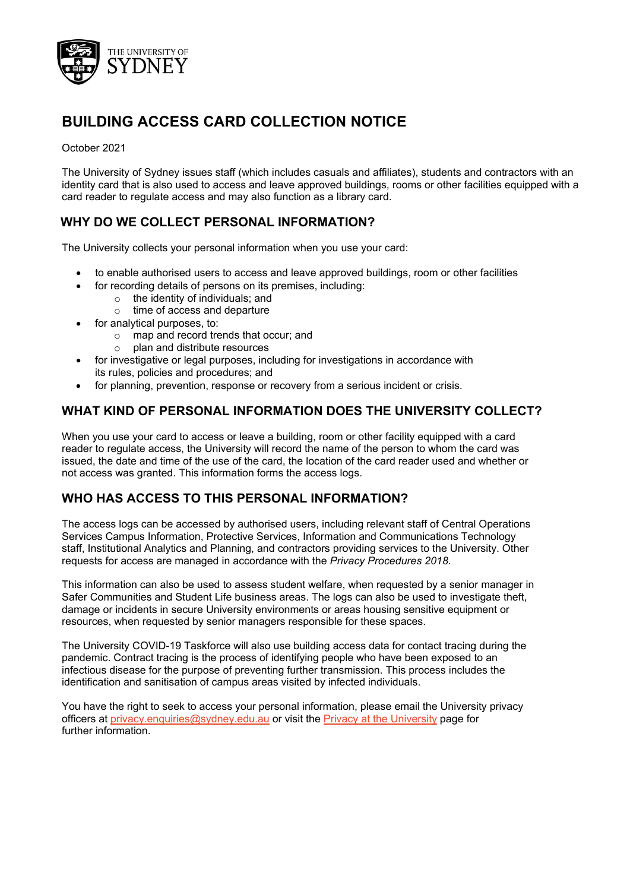# BUILDING ACCESS CARD COLLECTION NOTICE

October 2021

The University of Sydney issues staff (which includes casuals and affiliates), students and contractors with an identity card that is also used to access and leave approved buildings, rooms or other facilities equipped with a card reader to regulate access and may also function as a library card.

## WHY DO WE COLLECT PERSONAL INFORMATION?

The University collects your personal information when you use your card:

- to enable authorised users to access and leave approved buildings, room or other facilities
- for recording details of persons on its premises, including:
  - the identity of individuals; and
  - time of access and departure
- for analytical purposes, to:
  - map and record trends that occur; and
  - plan and distribute resources
- for investigative or legal purposes, including for investigations in accordance with its rules, policies and procedures; and
- for planning, prevention, response or recovery from a serious incident or crisis.

## WHAT KIND OF PERSONAL INFORMATION DOES THE UNIVERSITY COLLECT?

When you use your card to access or leave a building, room or other facility equipped with a card reader to regulate access, the University will record the name of the person to whom the card was issued, the date and time of the use of the card, the location of the card reader used and whether or not access was granted. This information forms the access logs.

## WHO HAS ACCESS TO THIS PERSONAL INFORMATION?

The access logs can be accessed by authorised users, including relevant staff of Central Operations Services Campus Information, Protective Services, Information and Communications Technology staff, Institutional Analytics and Planning, and contractors providing services to the University. Other requests for access are managed in accordance with the *Privacy Procedures 2018*.

This information can also be used to assess student welfare, when requested by a senior manager in Safer Communities and Student Life business areas. The logs can also be used to investigate theft, damage or incidents in secure University environments or areas housing sensitive equipment or resources, when requested by senior managers responsible for these spaces.

The University COVID-19 Taskforce will also use building access data for contact tracing during the pandemic. Contract tracing is the process of identifying people who have been exposed to an infectious disease for the purpose of preventing further transmission. This process includes the identification and sanitisation of campus areas visited by infected individuals.

You have the right to seek to access your personal information, please email the University privacy officers at [privacy.enquiries@sydney.edu.au](mailto:privacy.enquiries@sydney.edu.au) or visit the [Privacy at the University](#) page for further information.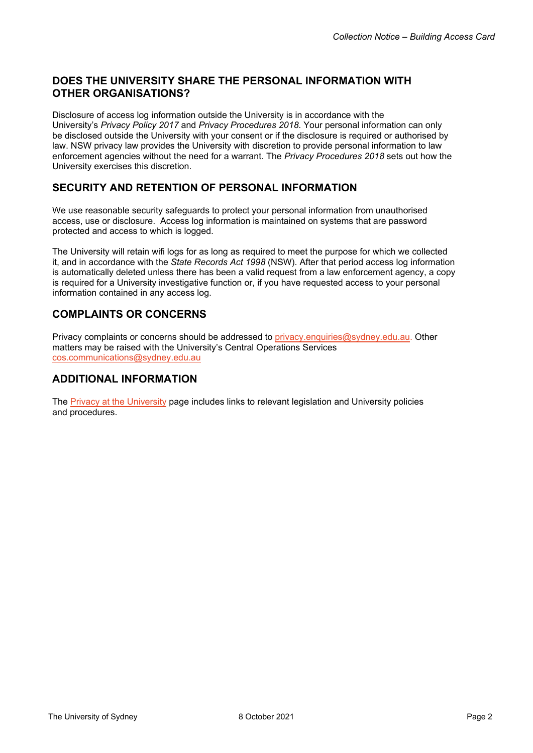## DOES THE UNIVERSITY SHARE THE PERSONAL INFORMATION WITH OTHER ORGANISATIONS?

Disclosure of access log information outside the University is in accordance with the University's *Privacy Policy 2017* and *Privacy Procedures 2018*. Your personal information can only be disclosed outside the University with your consent or if the disclosure is required or authorised by law. NSW privacy law provides the University with discretion to provide personal information to law enforcement agencies without the need for a warrant. The *Privacy Procedures 2018* sets out how the University exercises this discretion.

## SECURITY AND RETENTION OF PERSONAL INFORMATION

We use reasonable security safeguards to protect your personal information from unauthorised access, use or disclosure. Access log information is maintained on systems that are password protected and access to which is logged.

The University will retain wifi logs for as long as required to meet the purpose for which we collected it, and in accordance with the *State Records Act 1998* (NSW). After that period access log information is automatically deleted unless there has been a valid request from a law enforcement agency, a copy is required for a University investigative function or, if you have requested access to your personal information contained in any access log.

## COMPLAINTS OR CONCERNS

Privacy complaints or concerns should be addressed to [privacy.enquiries@sydney.edu.au](mailto:privacy.enquiries@sydney.edu.au). Other matters may be raised with the University's Central Operations Services [cos.communications@sydney.edu.au](mailto:cos.communications@sydney.edu.au)

## ADDITIONAL INFORMATION

The Privacy at the University page includes links to relevant legislation and University policies and procedures.